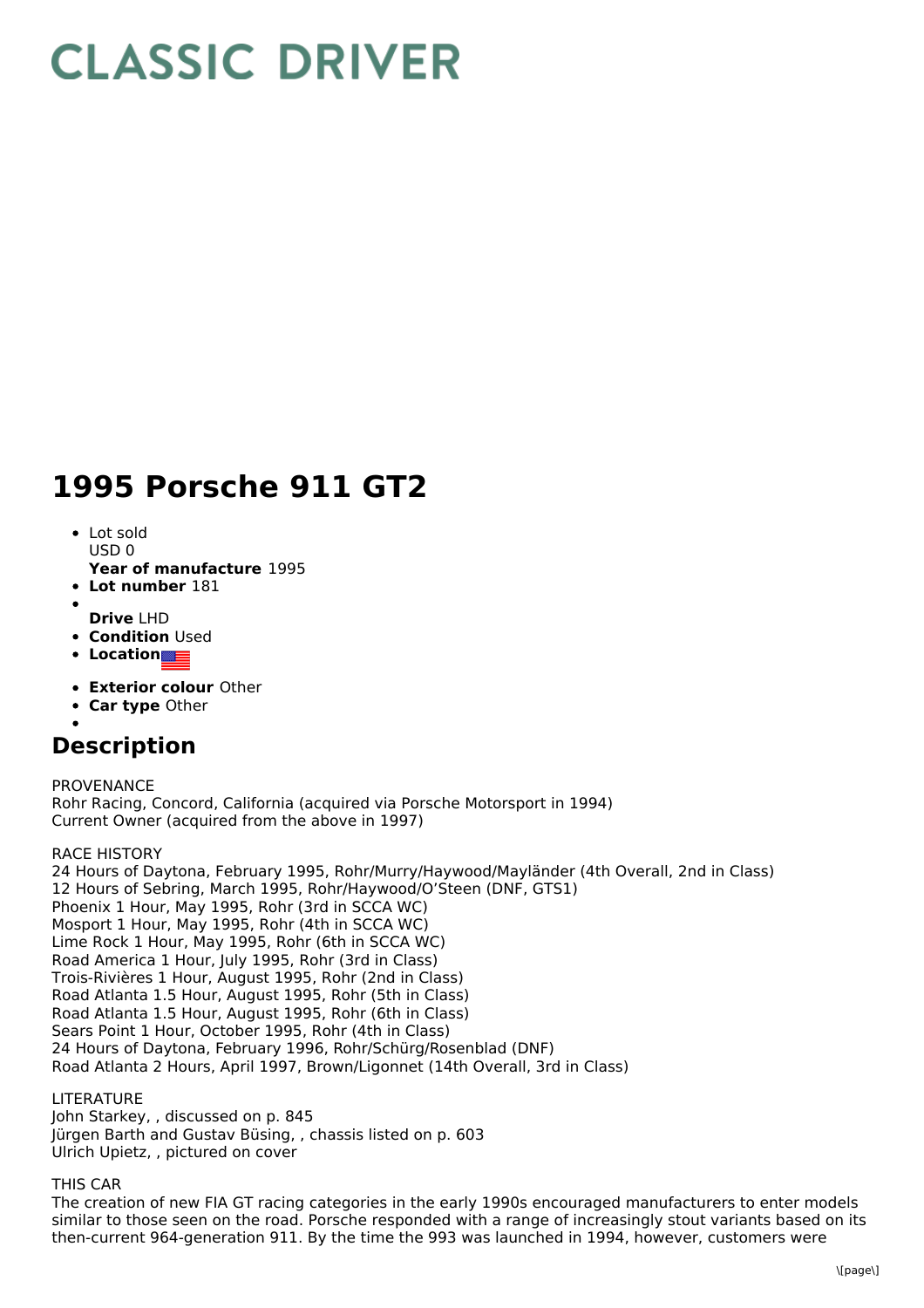# CLASSIC DRIVER

# 1995 Porsche 911 GT2

- Lot sold
  USD 0
  **Year of manufacture** 1995
- **Lot number** 181
-
  **Drive** LHD
- **Condition** Used
- **Location**
- **Exterior colour** Other
- **Car type** Other
-

## Description

PROVENANCE
Rohr Racing, Concord, California (acquired via Porsche Motorsport in 1994)
Current Owner (acquired from the above in 1997)

RACE HISTORY
24 Hours of Daytona, February 1995, Rohr/Murry/Haywood/Mayländer (4th Overall, 2nd in Class)
12 Hours of Sebring, March 1995, Rohr/Haywood/O'Steen (DNF, GTS1)
Phoenix 1 Hour, May 1995, Rohr (3rd in SCCA WC)
Mosport 1 Hour, May 1995, Rohr (4th in SCCA WC)
Lime Rock 1 Hour, May 1995, Rohr (6th in SCCA WC)
Road America 1 Hour, July 1995, Rohr (3rd in Class)
Trois-Rivières 1 Hour, August 1995, Rohr (2nd in Class)
Road Atlanta 1.5 Hour, August 1995, Rohr (5th in Class)
Road Atlanta 1.5 Hour, August 1995, Rohr (6th in Class)
Sears Point 1 Hour, October 1995, Rohr (4th in Class)
24 Hours of Daytona, February 1996, Rohr/Schürg/Rosenblad (DNF)
Road Atlanta 2 Hours, April 1997, Brown/Ligonnet (14th Overall, 3rd in Class)

LITERATURE
John Starkey, , discussed on p. 845
Jürgen Barth and Gustav Büsing, , chassis listed on p. 603
Ulrich Upietz, , pictured on cover

THIS CAR
The creation of new FIA GT racing categories in the early 1990s encouraged manufacturers to enter models similar to those seen on the road. Porsche responded with a range of increasingly stout variants based on its then-current 964-generation 911. By the time the 993 was launched in 1994, however, customers were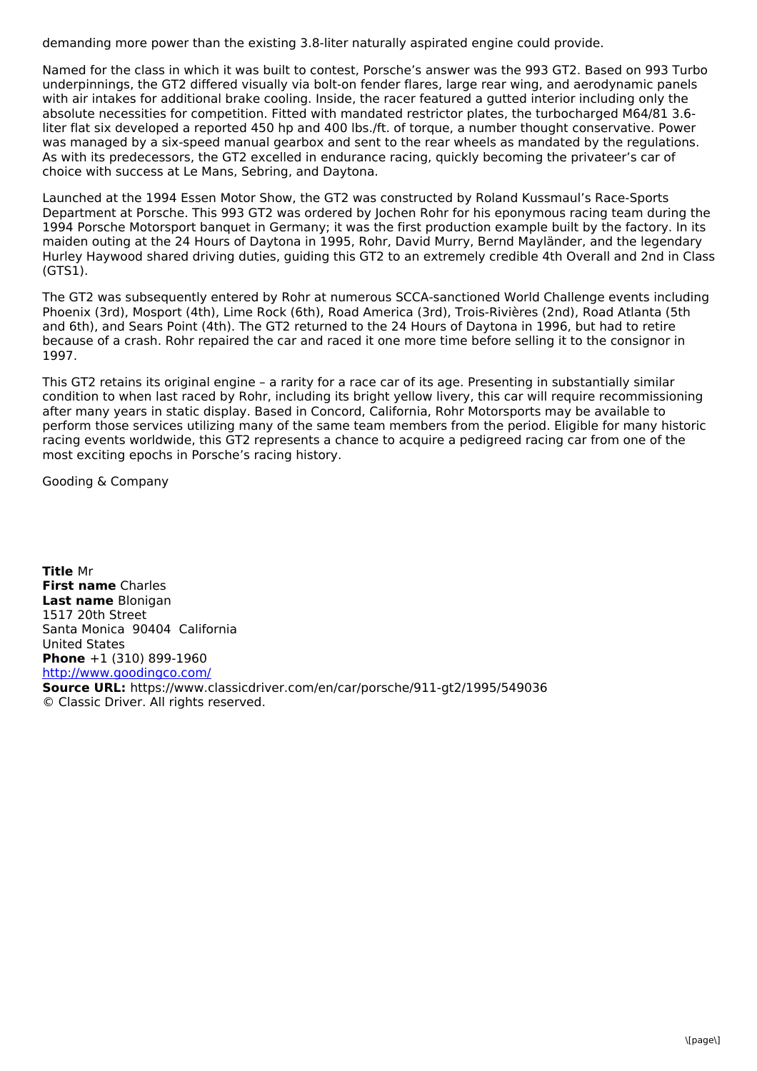demanding more power than the existing 3.8-liter naturally aspirated engine could provide.

Named for the class in which it was built to contest, Porsche's answer was the 993 GT2. Based on 993 Turbo underpinnings, the GT2 differed visually via bolt-on fender flares, large rear wing, and aerodynamic panels with air intakes for additional brake cooling. Inside, the racer featured a gutted interior including only the absolute necessities for competition. Fitted with mandated restrictor plates, the turbocharged M64/81 3.6-liter flat six developed a reported 450 hp and 400 lbs./ft. of torque, a number thought conservative. Power was managed by a six-speed manual gearbox and sent to the rear wheels as mandated by the regulations. As with its predecessors, the GT2 excelled in endurance racing, quickly becoming the privateer's car of choice with success at Le Mans, Sebring, and Daytona.

Launched at the 1994 Essen Motor Show, the GT2 was constructed by Roland Kussmaul's Race-Sports Department at Porsche. This 993 GT2 was ordered by Jochen Rohr for his eponymous racing team during the 1994 Porsche Motorsport banquet in Germany; it was the first production example built by the factory. In its maiden outing at the 24 Hours of Daytona in 1995, Rohr, David Murry, Bernd Mayländer, and the legendary Hurley Haywood shared driving duties, guiding this GT2 to an extremely credible 4th Overall and 2nd in Class (GTS1).

The GT2 was subsequently entered by Rohr at numerous SCCA-sanctioned World Challenge events including Phoenix (3rd), Mosport (4th), Lime Rock (6th), Road America (3rd), Trois-Rivières (2nd), Road Atlanta (5th and 6th), and Sears Point (4th). The GT2 returned to the 24 Hours of Daytona in 1996, but had to retire because of a crash. Rohr repaired the car and raced it one more time before selling it to the consignor in 1997.

This GT2 retains its original engine – a rarity for a race car of its age. Presenting in substantially similar condition to when last raced by Rohr, including its bright yellow livery, this car will require recommissioning after many years in static display. Based in Concord, California, Rohr Motorsports may be available to perform those services utilizing many of the same team members from the period. Eligible for many historic racing events worldwide, this GT2 represents a chance to acquire a pedigreed racing car from one of the most exciting epochs in Porsche's racing history.

Gooding & Company

**Title** Mr
**First name** Charles
**Last name** Blonigan
1517 20th Street
Santa Monica 90404 California
United States
**Phone** +1 (310) 899-1960
http://www.goodingco.com/
**Source URL:** https://www.classicdriver.com/en/car/porsche/911-gt2/1995/549036
© Classic Driver. All rights reserved.